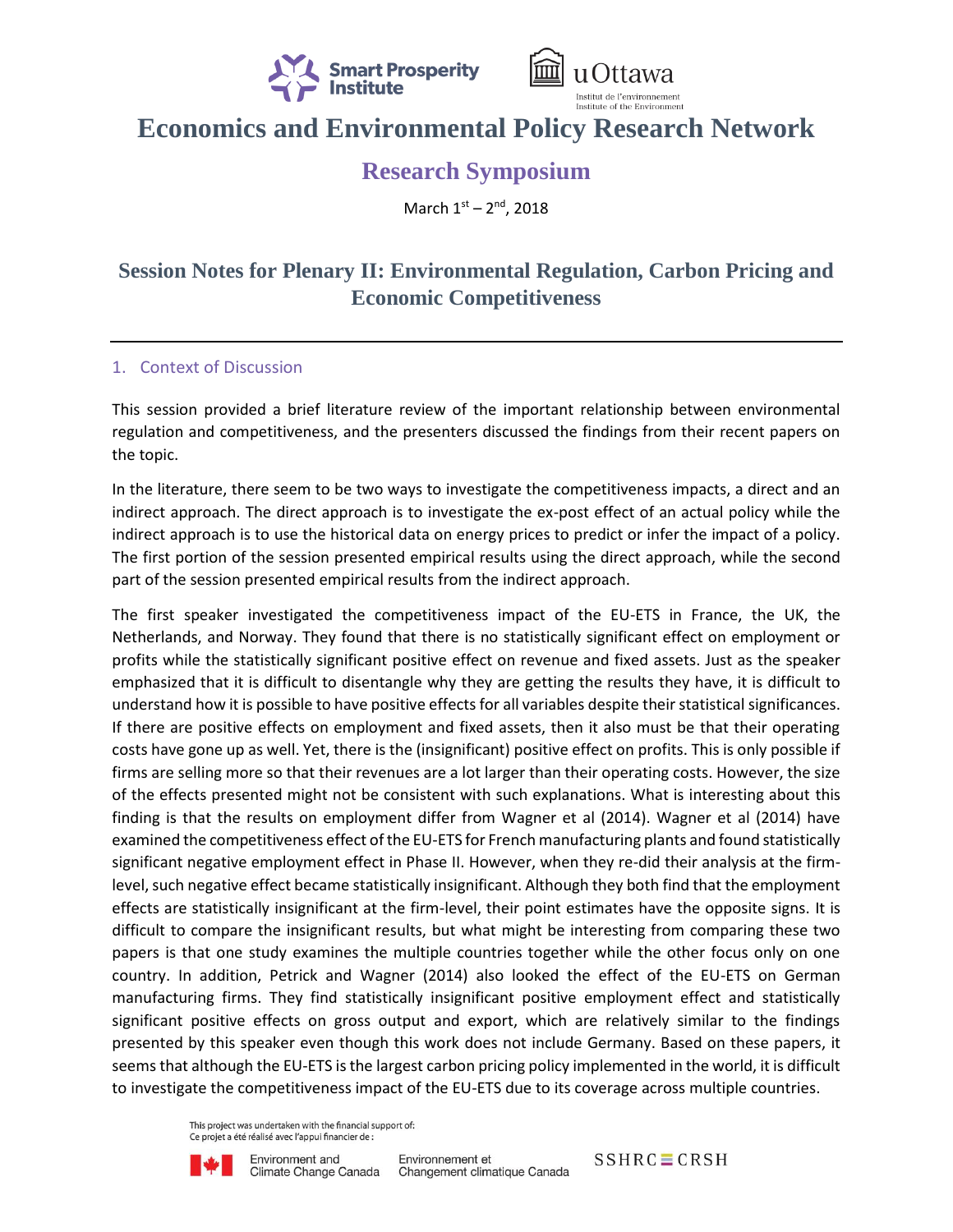# Economics and Environmental Policy Research Network

## Research Symposium

March 1st – 2nd, 2018

## Session Notes for Plenary II: Environmental Regulation, Carbon Pricing and Economic Competitiveness

---

### 1. Context of Discussion

This session provided a brief literature review of the important relationship between environmental regulation and competitiveness, and the presenters discussed the findings from their recent papers on the topic.

In the literature, there seem to be two ways to investigate the competitiveness impacts, a direct and an indirect approach. The direct approach is to investigate the ex-post effect of an actual policy while the indirect approach is to use the historical data on energy prices to predict or infer the impact of a policy. The first portion of the session presented empirical results using the direct approach, while the second part of the session presented empirical results from the indirect approach.

The first speaker investigated the competitiveness impact of the EU-ETS in France, the UK, the Netherlands, and Norway. They found that there is no statistically significant effect on employment or profits while the statistically significant positive effect on revenue and fixed assets. Just as the speaker emphasized that it is difficult to disentangle why they are getting the results they have, it is difficult to understand how it is possible to have positive effects for all variables despite their statistical significances. If there are positive effects on employment and fixed assets, then it also must be that their operating costs have gone up as well. Yet, there is the (insignificant) positive effect on profits. This is only possible if firms are selling more so that their revenues are a lot larger than their operating costs. However, the size of the effects presented might not be consistent with such explanations. What is interesting about this finding is that the results on employment differ from Wagner et al (2014). Wagner et al (2014) have examined the competitiveness effect of the EU-ETS for French manufacturing plants and found statistically significant negative employment effect in Phase II. However, when they re-did their analysis at the firm-level, such negative effect became statistically insignificant. Although they both find that the employment effects are statistically insignificant at the firm-level, their point estimates have the opposite signs. It is difficult to compare the insignificant results, but what might be interesting from comparing these two papers is that one study examines the multiple countries together while the other focus only on one country. In addition, Petrick and Wagner (2014) also looked the effect of the EU-ETS on German manufacturing firms. They find statistically insignificant positive employment effect and statistically significant positive effects on gross output and export, which are relatively similar to the findings presented by this speaker even though this work does not include Germany. Based on these papers, it seems that although the EU-ETS is the largest carbon pricing policy implemented in the world, it is difficult to investigate the competitiveness impact of the EU-ETS due to its coverage across multiple countries.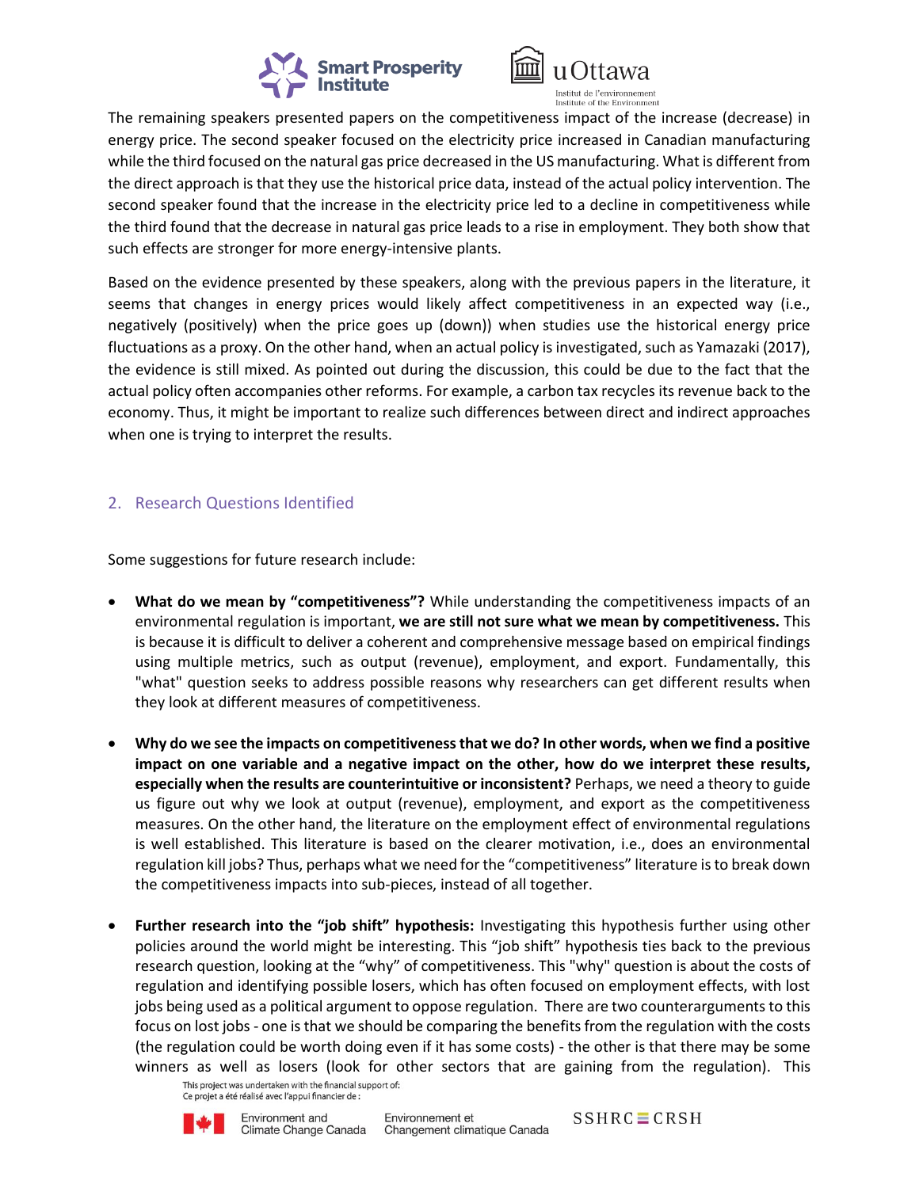The remaining speakers presented papers on the competitiveness impact of the increase (decrease) in energy price. The second speaker focused on the electricity price increased in Canadian manufacturing while the third focused on the natural gas price decreased in the US manufacturing. What is different from the direct approach is that they use the historical price data, instead of the actual policy intervention. The second speaker found that the increase in the electricity price led to a decline in competitiveness while the third found that the decrease in natural gas price leads to a rise in employment. They both show that such effects are stronger for more energy-intensive plants.

Based on the evidence presented by these speakers, along with the previous papers in the literature, it seems that changes in energy prices would likely affect competitiveness in an expected way (i.e., negatively (positively) when the price goes up (down)) when studies use the historical energy price fluctuations as a proxy. On the other hand, when an actual policy is investigated, such as Yamazaki (2017), the evidence is still mixed. As pointed out during the discussion, this could be due to the fact that the actual policy often accompanies other reforms. For example, a carbon tax recycles its revenue back to the economy. Thus, it might be important to realize such differences between direct and indirect approaches when one is trying to interpret the results.

## 2. Research Questions Identified

Some suggestions for future research include:

- **What do we mean by "competitiveness"?** While understanding the competitiveness impacts of an environmental regulation is important, **we are still not sure what we mean by competitiveness.** This is because it is difficult to deliver a coherent and comprehensive message based on empirical findings using multiple metrics, such as output (revenue), employment, and export. Fundamentally, this "what" question seeks to address possible reasons why researchers can get different results when they look at different measures of competitiveness.

- **Why do we see the impacts on competitiveness that we do? In other words, when we find a positive impact on one variable and a negative impact on the other, how do we interpret these results, especially when the results are counterintuitive or inconsistent?** Perhaps, we need a theory to guide us figure out why we look at output (revenue), employment, and export as the competitiveness measures. On the other hand, the literature on the employment effect of environmental regulations is well established. This literature is based on the clearer motivation, i.e., does an environmental regulation kill jobs? Thus, perhaps what we need for the "competitiveness" literature is to break down the competitiveness impacts into sub-pieces, instead of all together.

- **Further research into the "job shift" hypothesis:** Investigating this hypothesis further using other policies around the world might be interesting. This "job shift" hypothesis ties back to the previous research question, looking at the "why" of competitiveness. This "why" question is about the costs of regulation and identifying possible losers, which has often focused on employment effects, with lost jobs being used as a political argument to oppose regulation. There are two counterarguments to this focus on lost jobs - one is that we should be comparing the benefits from the regulation with the costs (the regulation could be worth doing even if it has some costs) - the other is that there may be some winners as well as losers (look for other sectors that are gaining from the regulation). This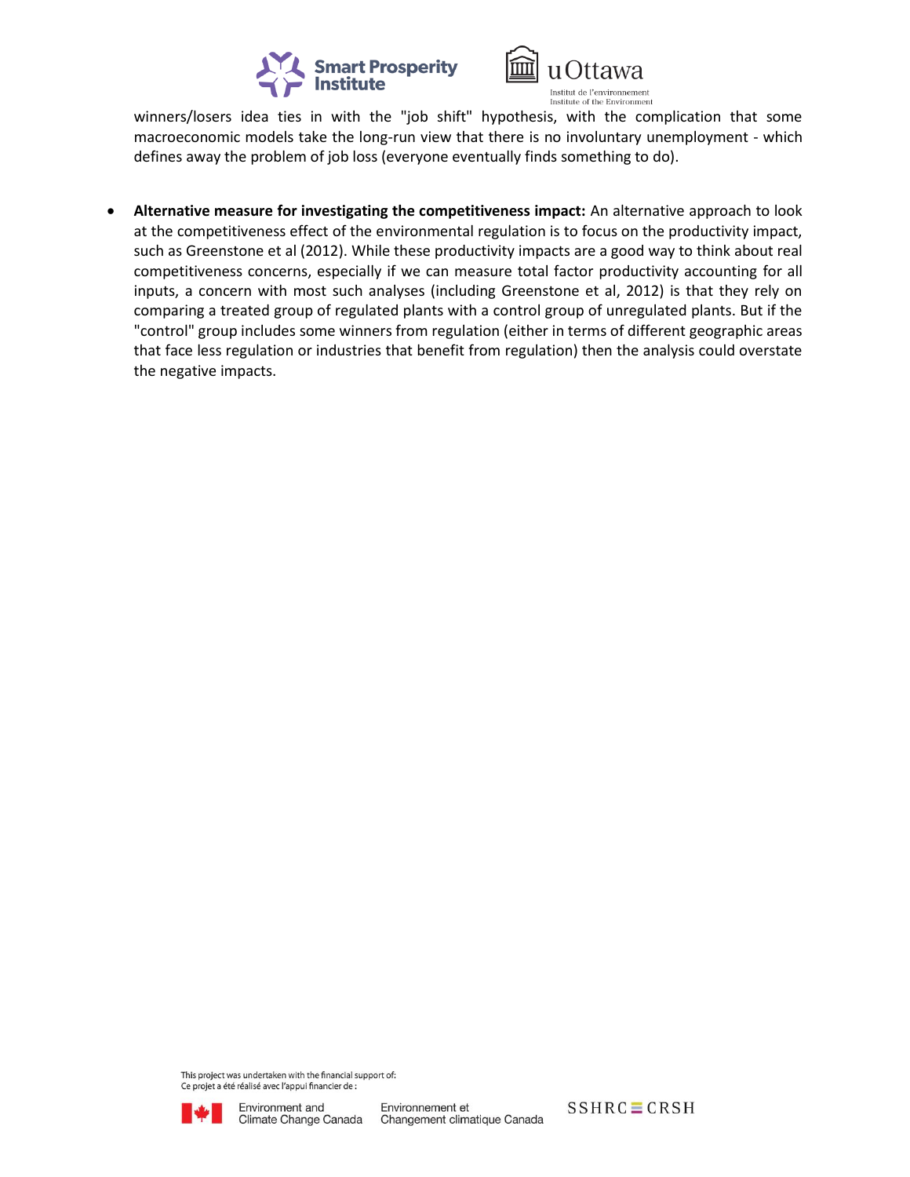winners/losers idea ties in with the "job shift" hypothesis, with the complication that some macroeconomic models take the long-run view that there is no involuntary unemployment - which defines away the problem of job loss (everyone eventually finds something to do).

- **Alternative measure for investigating the competitiveness impact:** An alternative approach to look at the competitiveness effect of the environmental regulation is to focus on the productivity impact, such as Greenstone et al (2012). While these productivity impacts are a good way to think about real competitiveness concerns, especially if we can measure total factor productivity accounting for all inputs, a concern with most such analyses (including Greenstone et al, 2012) is that they rely on comparing a treated group of regulated plants with a control group of unregulated plants. But if the "control" group includes some winners from regulation (either in terms of different geographic areas that face less regulation or industries that benefit from regulation) then the analysis could overstate the negative impacts.